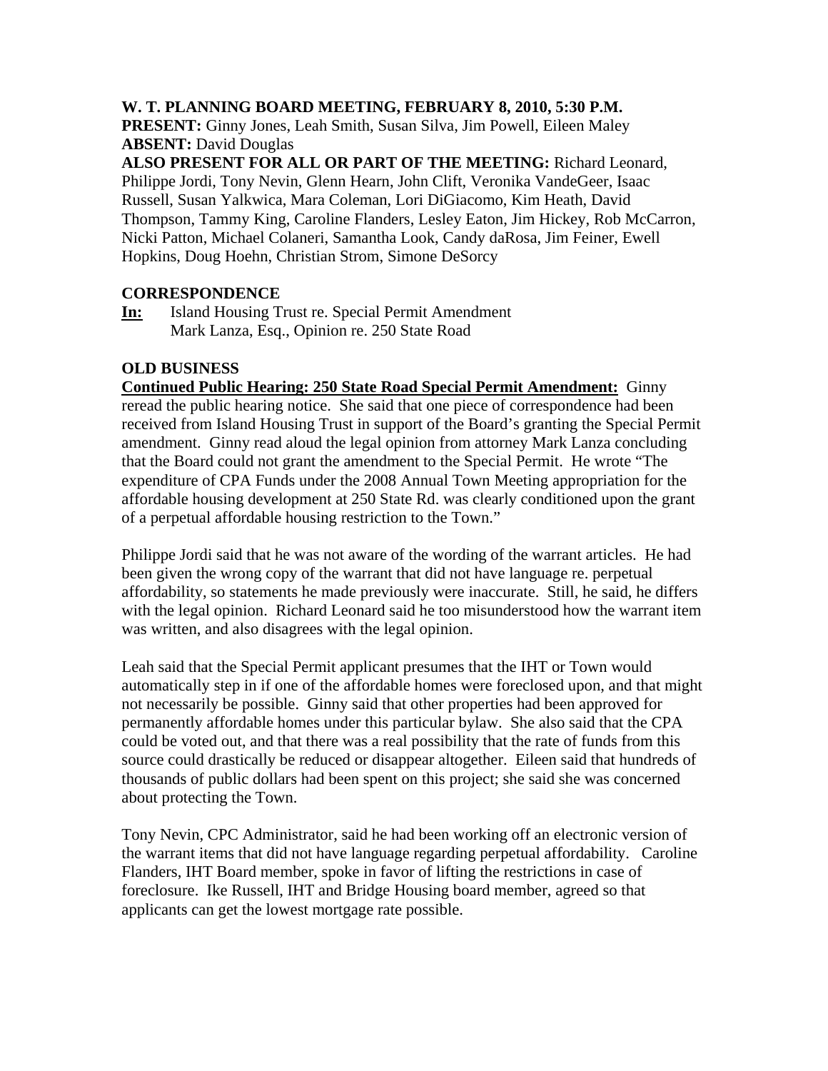**W. T. PLANNING BOARD MEETING, FEBRUARY 8, 2010, 5:30 P.M.**

**PRESENT:** Ginny Jones, Leah Smith, Susan Silva, Jim Powell, Eileen Maley

**ABSENT:** David Douglas

**ALSO PRESENT FOR ALL OR PART OF THE MEETING:** Richard Leonard, Philippe Jordi, Tony Nevin, Glenn Hearn, John Clift, Veronika VandeGeer, Isaac Russell, Susan Yalkwica, Mara Coleman, Lori DiGiacomo, Kim Heath, David Thompson, Tammy King, Caroline Flanders, Lesley Eaton, Jim Hickey, Rob McCarron, Nicki Patton, Michael Colaneri, Samantha Look, Candy daRosa, Jim Feiner, Ewell Hopkins, Doug Hoehn, Christian Strom, Simone DeSorcy

## CORRESPONDENCE

**In:** Island Housing Trust re. Special Permit Amendment
Mark Lanza, Esq., Opinion re. 250 State Road

## OLD BUSINESS

**Continued Public Hearing: 250 State Road Special Permit Amendment:** Ginny reread the public hearing notice. She said that one piece of correspondence had been received from Island Housing Trust in support of the Board's granting the Special Permit amendment. Ginny read aloud the legal opinion from attorney Mark Lanza concluding that the Board could not grant the amendment to the Special Permit. He wrote "The expenditure of CPA Funds under the 2008 Annual Town Meeting appropriation for the affordable housing development at 250 State Rd. was clearly conditioned upon the grant of a perpetual affordable housing restriction to the Town."

Philippe Jordi said that he was not aware of the wording of the warrant articles. He had been given the wrong copy of the warrant that did not have language re. perpetual affordability, so statements he made previously were inaccurate. Still, he said, he differs with the legal opinion. Richard Leonard said he too misunderstood how the warrant item was written, and also disagrees with the legal opinion.

Leah said that the Special Permit applicant presumes that the IHT or Town would automatically step in if one of the affordable homes were foreclosed upon, and that might not necessarily be possible. Ginny said that other properties had been approved for permanently affordable homes under this particular bylaw. She also said that the CPA could be voted out, and that there was a real possibility that the rate of funds from this source could drastically be reduced or disappear altogether. Eileen said that hundreds of thousands of public dollars had been spent on this project; she said she was concerned about protecting the Town.

Tony Nevin, CPC Administrator, said he had been working off an electronic version of the warrant items that did not have language regarding perpetual affordability. Caroline Flanders, IHT Board member, spoke in favor of lifting the restrictions in case of foreclosure. Ike Russell, IHT and Bridge Housing board member, agreed so that applicants can get the lowest mortgage rate possible.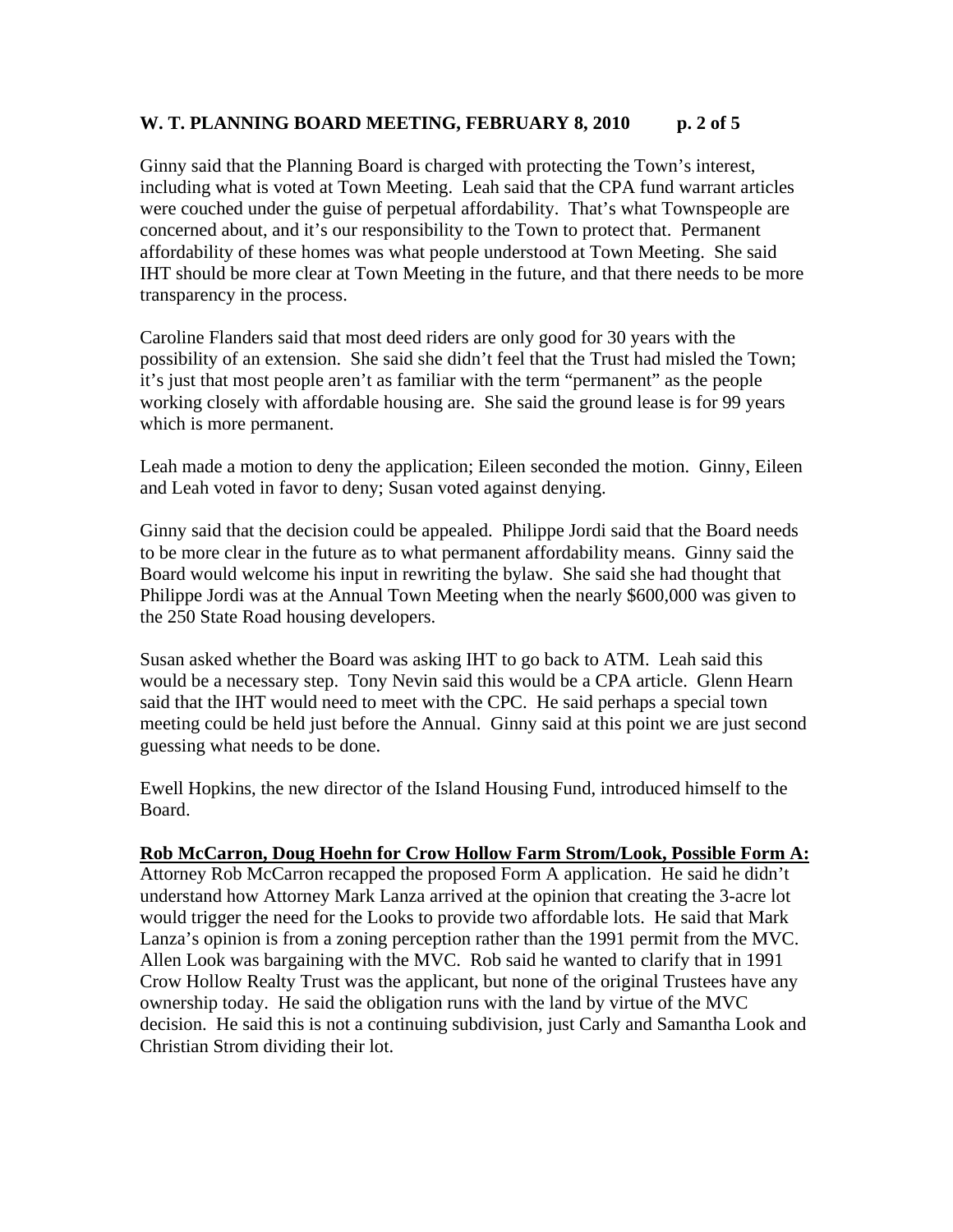Ginny said that the Planning Board is charged with protecting the Town's interest, including what is voted at Town Meeting. Leah said that the CPA fund warrant articles were couched under the guise of perpetual affordability. That's what Townspeople are concerned about, and it's our responsibility to the Town to protect that. Permanent affordability of these homes was what people understood at Town Meeting. She said IHT should be more clear at Town Meeting in the future, and that there needs to be more transparency in the process.

Caroline Flanders said that most deed riders are only good for 30 years with the possibility of an extension. She said she didn't feel that the Trust had misled the Town; it's just that most people aren't as familiar with the term "permanent" as the people working closely with affordable housing are. She said the ground lease is for 99 years which is more permanent.

Leah made a motion to deny the application; Eileen seconded the motion. Ginny, Eileen and Leah voted in favor to deny; Susan voted against denying.

Ginny said that the decision could be appealed. Philippe Jordi said that the Board needs to be more clear in the future as to what permanent affordability means. Ginny said the Board would welcome his input in rewriting the bylaw. She said she had thought that Philippe Jordi was at the Annual Town Meeting when the nearly $600,000 was given to the 250 State Road housing developers.

Susan asked whether the Board was asking IHT to go back to ATM. Leah said this would be a necessary step. Tony Nevin said this would be a CPA article. Glenn Hearn said that the IHT would need to meet with the CPC. He said perhaps a special town meeting could be held just before the Annual. Ginny said at this point we are just second guessing what needs to be done.

Ewell Hopkins, the new director of the Island Housing Fund, introduced himself to the Board.

**Rob McCarron, Doug Hoehn for Crow Hollow Farm Strom/Look, Possible Form A:**

Attorney Rob McCarron recapped the proposed Form A application. He said he didn't understand how Attorney Mark Lanza arrived at the opinion that creating the 3-acre lot would trigger the need for the Looks to provide two affordable lots. He said that Mark Lanza's opinion is from a zoning perception rather than the 1991 permit from the MVC. Allen Look was bargaining with the MVC. Rob said he wanted to clarify that in 1991 Crow Hollow Realty Trust was the applicant, but none of the original Trustees have any ownership today. He said the obligation runs with the land by virtue of the MVC decision. He said this is not a continuing subdivision, just Carly and Samantha Look and Christian Strom dividing their lot.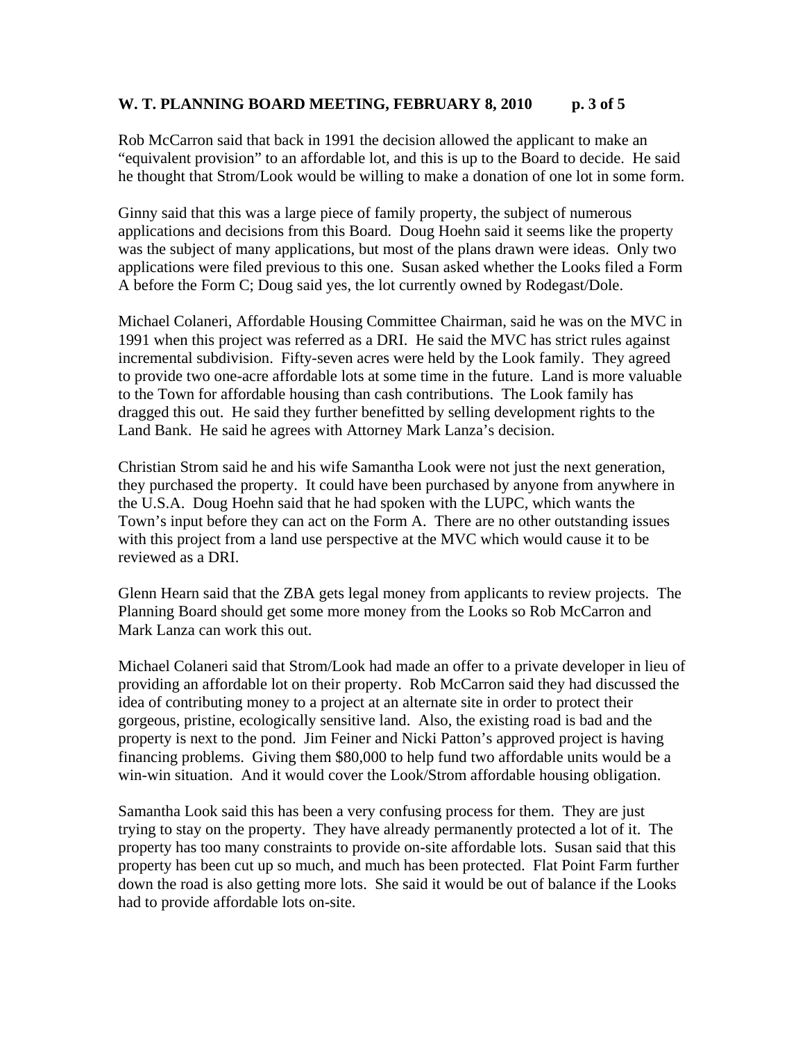Rob McCarron said that back in 1991 the decision allowed the applicant to make an "equivalent provision" to an affordable lot, and this is up to the Board to decide. He said he thought that Strom/Look would be willing to make a donation of one lot in some form.

Ginny said that this was a large piece of family property, the subject of numerous applications and decisions from this Board. Doug Hoehn said it seems like the property was the subject of many applications, but most of the plans drawn were ideas. Only two applications were filed previous to this one. Susan asked whether the Looks filed a Form A before the Form C; Doug said yes, the lot currently owned by Rodegast/Dole.

Michael Colaneri, Affordable Housing Committee Chairman, said he was on the MVC in 1991 when this project was referred as a DRI. He said the MVC has strict rules against incremental subdivision. Fifty-seven acres were held by the Look family. They agreed to provide two one-acre affordable lots at some time in the future. Land is more valuable to the Town for affordable housing than cash contributions. The Look family has dragged this out. He said they further benefitted by selling development rights to the Land Bank. He said he agrees with Attorney Mark Lanza's decision.

Christian Strom said he and his wife Samantha Look were not just the next generation, they purchased the property. It could have been purchased by anyone from anywhere in the U.S.A. Doug Hoehn said that he had spoken with the LUPC, which wants the Town's input before they can act on the Form A. There are no other outstanding issues with this project from a land use perspective at the MVC which would cause it to be reviewed as a DRI.

Glenn Hearn said that the ZBA gets legal money from applicants to review projects. The Planning Board should get some more money from the Looks so Rob McCarron and Mark Lanza can work this out.

Michael Colaneri said that Strom/Look had made an offer to a private developer in lieu of providing an affordable lot on their property. Rob McCarron said they had discussed the idea of contributing money to a project at an alternate site in order to protect their gorgeous, pristine, ecologically sensitive land. Also, the existing road is bad and the property is next to the pond. Jim Feiner and Nicki Patton's approved project is having financing problems. Giving them $80,000 to help fund two affordable units would be a win-win situation. And it would cover the Look/Strom affordable housing obligation.

Samantha Look said this has been a very confusing process for them. They are just trying to stay on the property. They have already permanently protected a lot of it. The property has too many constraints to provide on-site affordable lots. Susan said that this property has been cut up so much, and much has been protected. Flat Point Farm further down the road is also getting more lots. She said it would be out of balance if the Looks had to provide affordable lots on-site.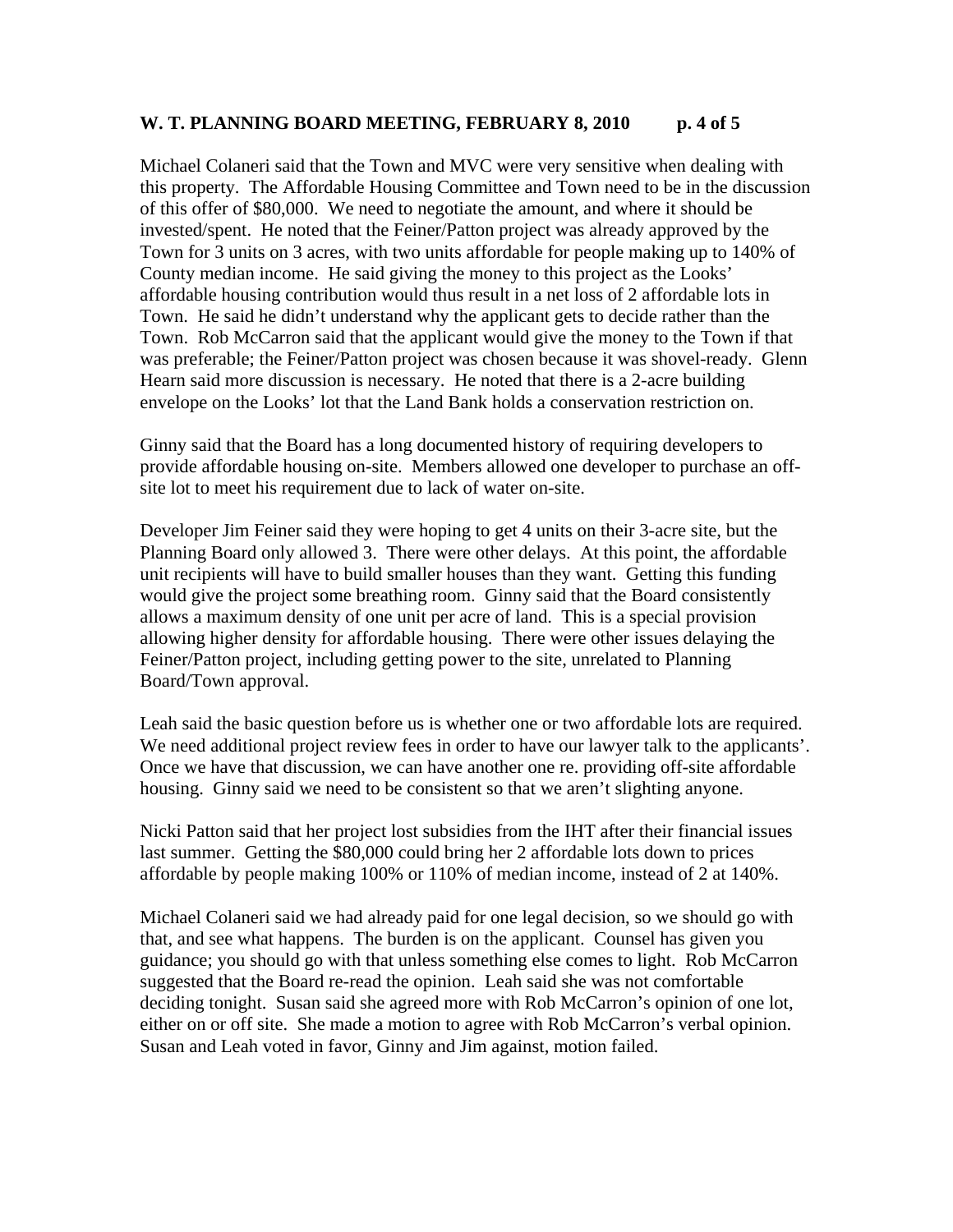Michael Colaneri said that the Town and MVC were very sensitive when dealing with this property. The Affordable Housing Committee and Town need to be in the discussion of this offer of $80,000. We need to negotiate the amount, and where it should be invested/spent. He noted that the Feiner/Patton project was already approved by the Town for 3 units on 3 acres, with two units affordable for people making up to 140% of County median income. He said giving the money to this project as the Looks' affordable housing contribution would thus result in a net loss of 2 affordable lots in Town. He said he didn't understand why the applicant gets to decide rather than the Town. Rob McCarron said that the applicant would give the money to the Town if that was preferable; the Feiner/Patton project was chosen because it was shovel-ready. Glenn Hearn said more discussion is necessary. He noted that there is a 2-acre building envelope on the Looks' lot that the Land Bank holds a conservation restriction on.

Ginny said that the Board has a long documented history of requiring developers to provide affordable housing on-site. Members allowed one developer to purchase an off-site lot to meet his requirement due to lack of water on-site.

Developer Jim Feiner said they were hoping to get 4 units on their 3-acre site, but the Planning Board only allowed 3. There were other delays. At this point, the affordable unit recipients will have to build smaller houses than they want. Getting this funding would give the project some breathing room. Ginny said that the Board consistently allows a maximum density of one unit per acre of land. This is a special provision allowing higher density for affordable housing. There were other issues delaying the Feiner/Patton project, including getting power to the site, unrelated to Planning Board/Town approval.

Leah said the basic question before us is whether one or two affordable lots are required. We need additional project review fees in order to have our lawyer talk to the applicants'. Once we have that discussion, we can have another one re. providing off-site affordable housing. Ginny said we need to be consistent so that we aren't slighting anyone.

Nicki Patton said that her project lost subsidies from the IHT after their financial issues last summer. Getting the $80,000 could bring her 2 affordable lots down to prices affordable by people making 100% or 110% of median income, instead of 2 at 140%.

Michael Colaneri said we had already paid for one legal decision, so we should go with that, and see what happens. The burden is on the applicant. Counsel has given you guidance; you should go with that unless something else comes to light. Rob McCarron suggested that the Board re-read the opinion. Leah said she was not comfortable deciding tonight. Susan said she agreed more with Rob McCarron's opinion of one lot, either on or off site. She made a motion to agree with Rob McCarron's verbal opinion. Susan and Leah voted in favor, Ginny and Jim against, motion failed.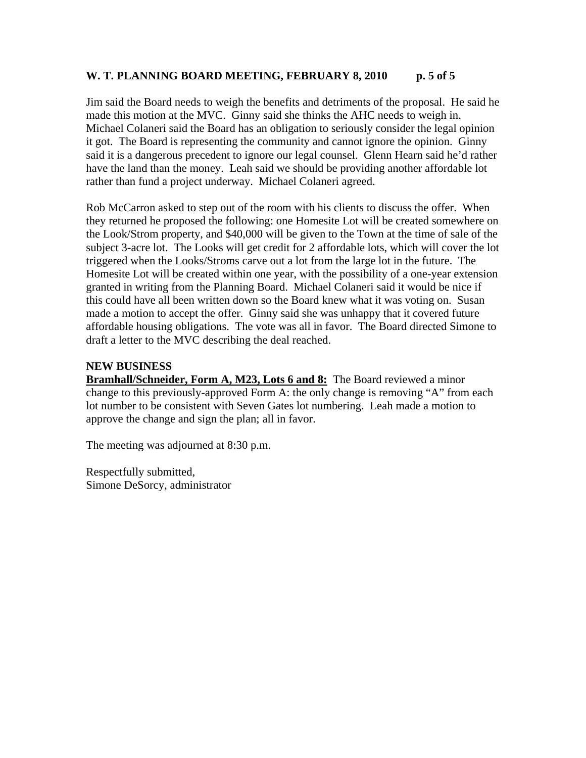Jim said the Board needs to weigh the benefits and detriments of the proposal. He said he made this motion at the MVC. Ginny said she thinks the AHC needs to weigh in. Michael Colaneri said the Board has an obligation to seriously consider the legal opinion it got. The Board is representing the community and cannot ignore the opinion. Ginny said it is a dangerous precedent to ignore our legal counsel. Glenn Hearn said he'd rather have the land than the money. Leah said we should be providing another affordable lot rather than fund a project underway. Michael Colaneri agreed.

Rob McCarron asked to step out of the room with his clients to discuss the offer. When they returned he proposed the following: one Homesite Lot will be created somewhere on the Look/Strom property, and $40,000 will be given to the Town at the time of sale of the subject 3-acre lot. The Looks will get credit for 2 affordable lots, which will cover the lot triggered when the Looks/Stroms carve out a lot from the large lot in the future. The Homesite Lot will be created within one year, with the possibility of a one-year extension granted in writing from the Planning Board. Michael Colaneri said it would be nice if this could have all been written down so the Board knew what it was voting on. Susan made a motion to accept the offer. Ginny said she was unhappy that it covered future affordable housing obligations. The vote was all in favor. The Board directed Simone to draft a letter to the MVC describing the deal reached.

**NEW BUSINESS**

**<u>Bramhall/Schneider, Form A, M23, Lots 6 and 8:</u>** The Board reviewed a minor change to this previously-approved Form A: the only change is removing "A" from each lot number to be consistent with Seven Gates lot numbering. Leah made a motion to approve the change and sign the plan; all in favor.

The meeting was adjourned at 8:30 p.m.

Respectfully submitted,
Simone DeSorcy, administrator